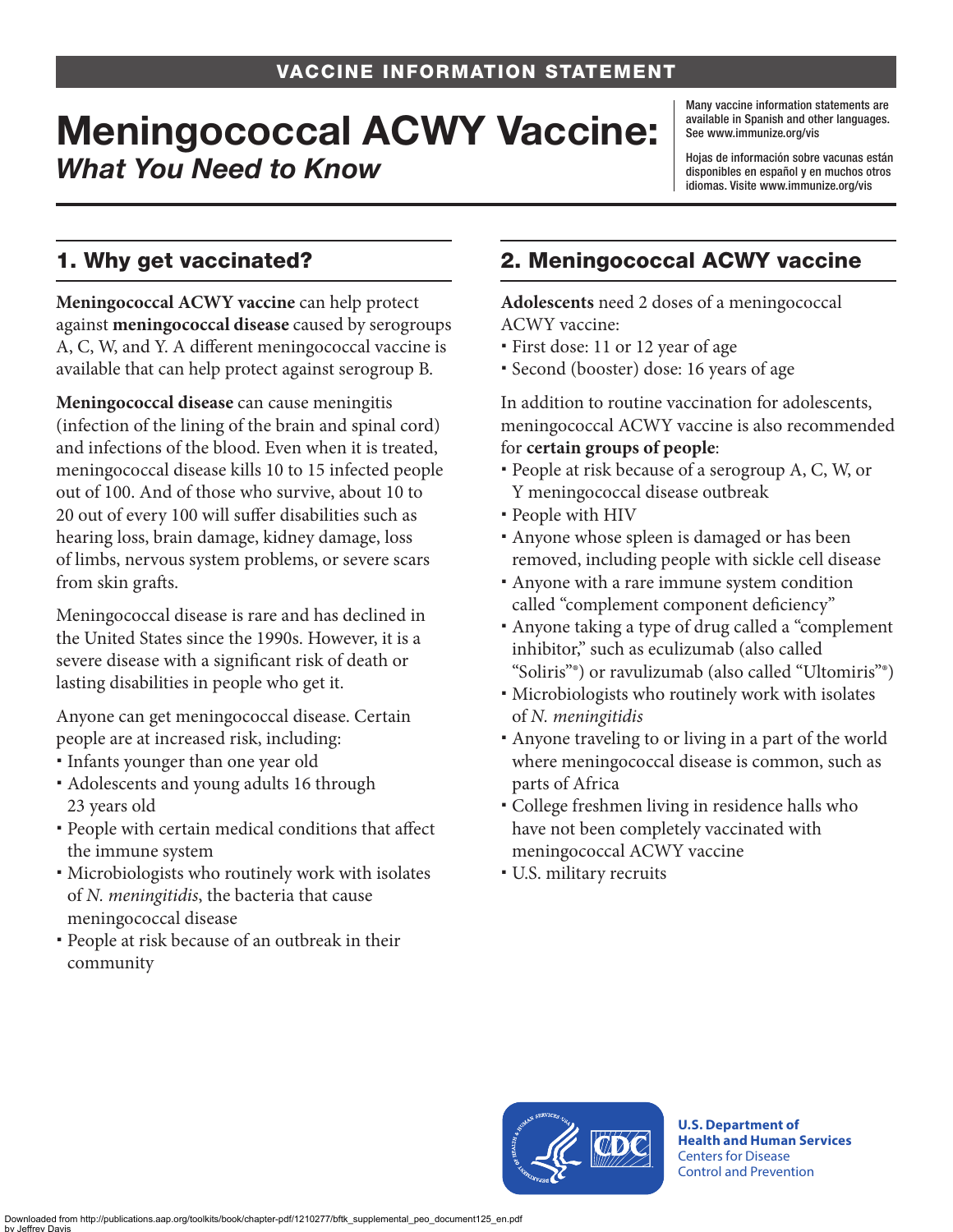VACCINE INFORMATION STATEMENT

# Meningococcal ACWY Vaccine: *What You Need to Know*

Many vaccine information statements are available in Spanish and other languages. See www.immunize.org/vis

Hojas de información sobre vacunas están disponibles en español y en muchos otros idiomas. Visite www.immunize.org/vis

## 1. Why get vaccinated?

**Meningococcal ACWY vaccine** can help protect against **meningococcal disease** caused by serogroups A, C, W, and Y. A different meningococcal vaccine is available that can help protect against serogroup B.

**Meningococcal disease** can cause meningitis (infection of the lining of the brain and spinal cord) and infections of the blood. Even when it is treated, meningococcal disease kills 10 to 15 infected people out of 100. And of those who survive, about 10 to 20 out of every 100 will suffer disabilities such as hearing loss, brain damage, kidney damage, loss of limbs, nervous system problems, or severe scars from skin grafts.

Meningococcal disease is rare and has declined in the United States since the 1990s. However, it is a severe disease with a significant risk of death or lasting disabilities in people who get it.

Anyone can get meningococcal disease. Certain people are at increased risk, including:

- Infants younger than one year old
- Adolescents and young adults 16 through 23 years old
- People with certain medical conditions that affect the immune system
- Microbiologists who routinely work with isolates of *N. meningitidis*, the bacteria that cause meningococcal disease
- People at risk because of an outbreak in their community

## 2. Meningococcal ACWY vaccine

**Adolescents** need 2 doses of a meningococcal ACWY vaccine:

- First dose: 11 or 12 year of age
- Second (booster) dose: 16 years of age

In addition to routine vaccination for adolescents, meningococcal ACWY vaccine is also recommended for **certain groups of people**:

- People at risk because of a serogroup A, C, W, or Y meningococcal disease outbreak
- People with HIV
- Anyone whose spleen is damaged or has been removed, including people with sickle cell disease
- Anyone with a rare immune system condition called "complement component deficiency"
- Anyone taking a type of drug called a "complement inhibitor," such as eculizumab (also called "Soliris"®) or ravulizumab (also called "Ultomiris"®)
- Microbiologists who routinely work with isolates of *N. meningitidis*
- Anyone traveling to or living in a part of the world where meningococcal disease is common, such as parts of Africa
- College freshmen living in residence halls who have not been completely vaccinated with meningococcal ACWY vaccine
- U.S. military recruits

U.S. Department of Health and Human Services
Centers for Disease Control and Prevention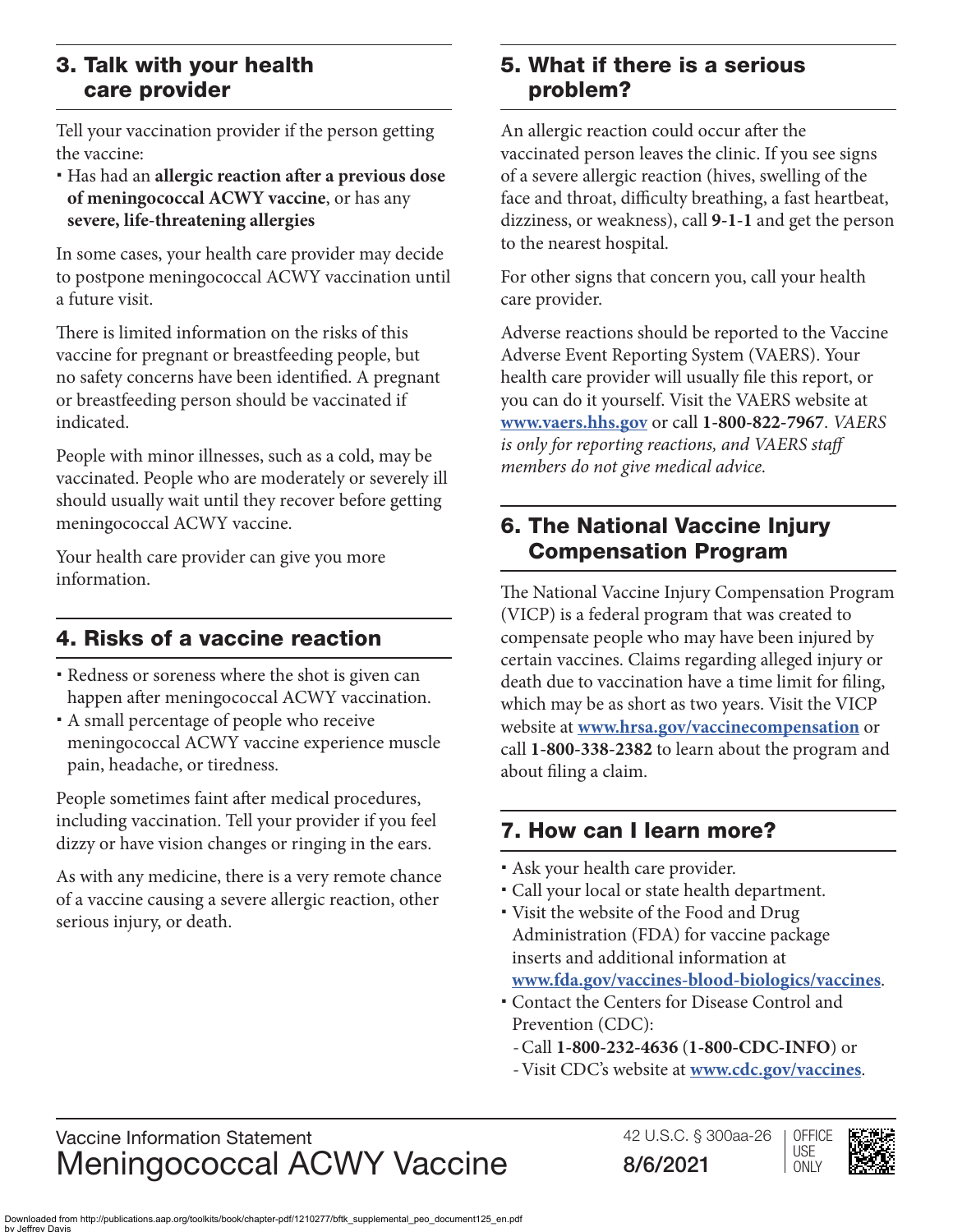## 3. Talk with your health care provider

Tell your vaccination provider if the person getting the vaccine:

- Has had an **allergic reaction after a previous dose of meningococcal ACWY vaccine**, or has any **severe, life-threatening allergies**

In some cases, your health care provider may decide to postpone meningococcal ACWY vaccination until a future visit.

There is limited information on the risks of this vaccine for pregnant or breastfeeding people, but no safety concerns have been identified. A pregnant or breastfeeding person should be vaccinated if indicated.

People with minor illnesses, such as a cold, may be vaccinated. People who are moderately or severely ill should usually wait until they recover before getting meningococcal ACWY vaccine.

Your health care provider can give you more information.

## 4. Risks of a vaccine reaction

- Redness or soreness where the shot is given can happen after meningococcal ACWY vaccination.
- A small percentage of people who receive meningococcal ACWY vaccine experience muscle pain, headache, or tiredness.

People sometimes faint after medical procedures, including vaccination. Tell your provider if you feel dizzy or have vision changes or ringing in the ears.

As with any medicine, there is a very remote chance of a vaccine causing a severe allergic reaction, other serious injury, or death.

## 5. What if there is a serious problem?

An allergic reaction could occur after the vaccinated person leaves the clinic. If you see signs of a severe allergic reaction (hives, swelling of the face and throat, difficulty breathing, a fast heartbeat, dizziness, or weakness), call **9-1-1** and get the person to the nearest hospital.

For other signs that concern you, call your health care provider.

Adverse reactions should be reported to the Vaccine Adverse Event Reporting System (VAERS). Your health care provider will usually file this report, or you can do it yourself. Visit the VAERS website at **www.vaers.hhs.gov** or call **1-800-822-7967**. *VAERS is only for reporting reactions, and VAERS staff members do not give medical advice.*

## 6. The National Vaccine Injury Compensation Program

The National Vaccine Injury Compensation Program (VICP) is a federal program that was created to compensate people who may have been injured by certain vaccines. Claims regarding alleged injury or death due to vaccination have a time limit for filing, which may be as short as two years. Visit the VICP website at **www.hrsa.gov/vaccinecompensation** or call **1-800-338-2382** to learn about the program and about filing a claim.

## 7. How can I learn more?

- Ask your health care provider.
- Call your local or state health department.
- Visit the website of the Food and Drug Administration (FDA) for vaccine package inserts and additional information at **www.fda.gov/vaccines-blood-biologics/vaccines**.
- Contact the Centers for Disease Control and Prevention (CDC):
  - Call **1-800-232-4636** (**1-800-CDC-INFO**) or
  - Visit CDC's website at **www.cdc.gov/vaccines**.

Vaccine Information Statement
Meningococcal ACWY Vaccine

42 U.S.C. § 300aa-26
**8/6/2021**

OFFICE USE ONLY